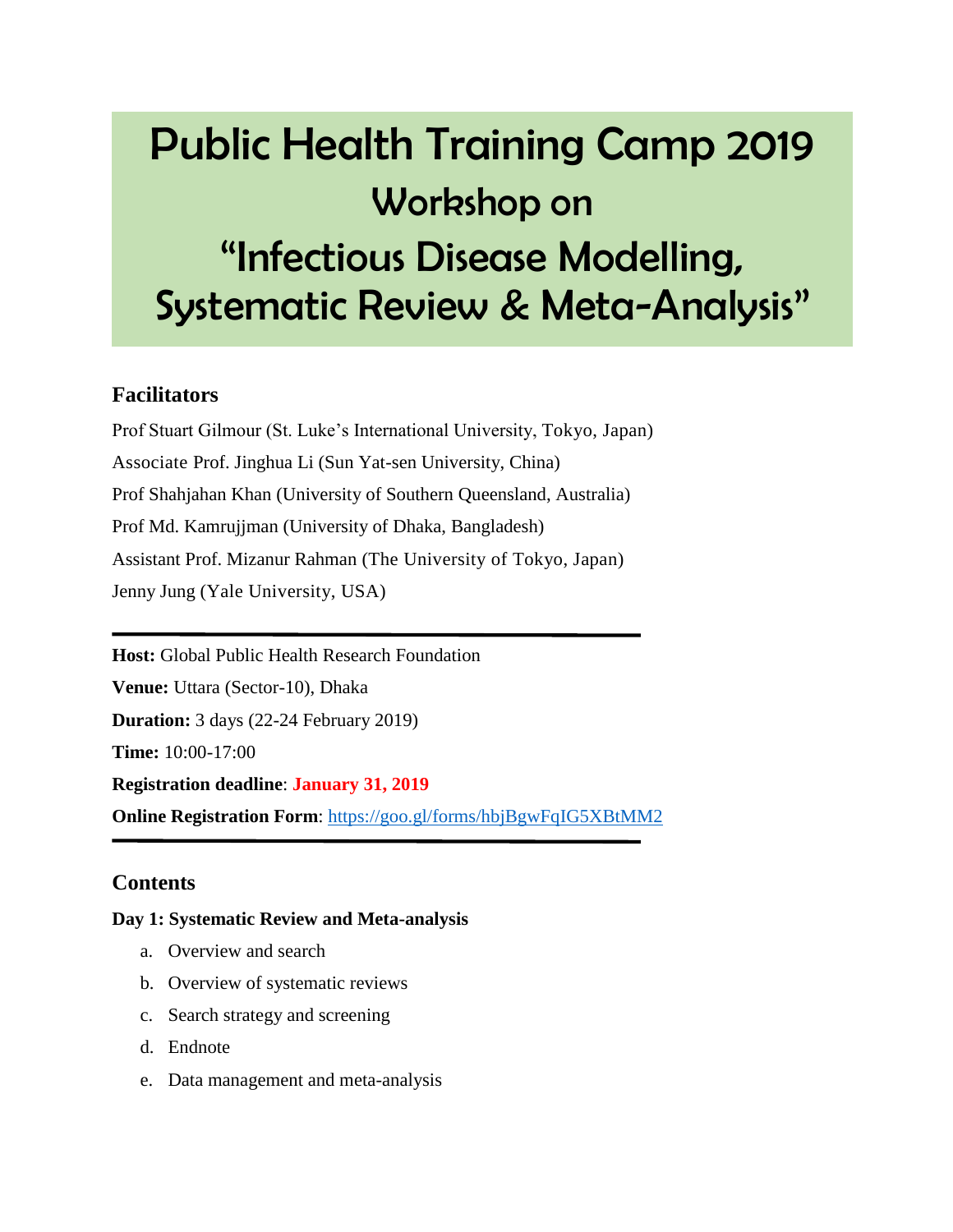# Public Health Training Camp 2019
## Workshop on
## "Infectious Disease Modelling, Systematic Review & Meta-Analysis"

### Facilitators

Prof Stuart Gilmour (St. Luke's International University, Tokyo, Japan)

Associate Prof. Jinghua Li (Sun Yat-sen University, China)

Prof Shahjahan Khan (University of Southern Queensland, Australia)

Prof Md. Kamrujjman (University of Dhaka, Bangladesh)

Assistant Prof. Mizanur Rahman (The University of Tokyo, Japan)

Jenny Jung (Yale University, USA)

---

**Host:** Global Public Health Research Foundation

**Venue:** Uttara (Sector-10), Dhaka

**Duration:** 3 days (22-24 February 2019)

**Time:** 10:00-17:00

**Registration deadline**: **January 31, 2019**

**Online Registration Form**: https://goo.gl/forms/hbjBgwFqIG5XBtMM2

---

### Contents

**Day 1: Systematic Review and Meta-analysis**

a. Overview and search
b. Overview of systematic reviews
c. Search strategy and screening
d. Endnote
e. Data management and meta-analysis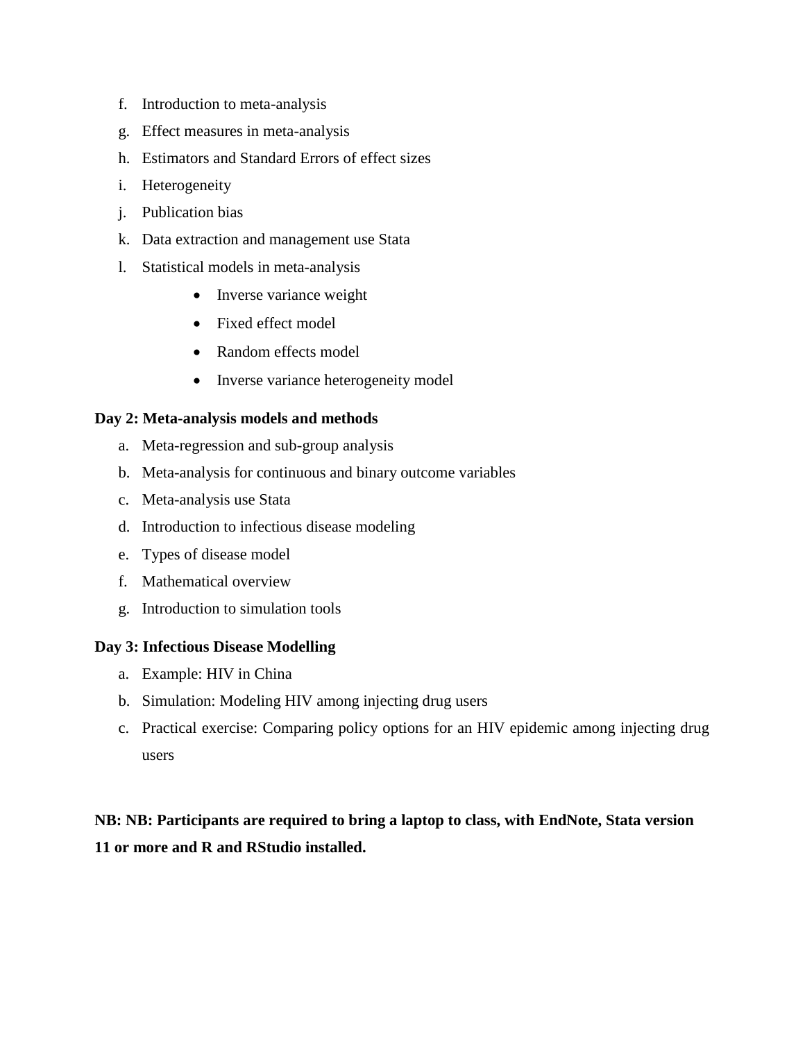f. Introduction to meta-analysis
g. Effect measures in meta-analysis
h. Estimators and Standard Errors of effect sizes
i. Heterogeneity
j. Publication bias
k. Data extraction and management use Stata
l. Statistical models in meta-analysis
    - Inverse variance weight
    - Fixed effect model
    - Random effects model
    - Inverse variance heterogeneity model

**Day 2: Meta-analysis models and methods**

a. Meta-regression and sub-group analysis
b. Meta-analysis for continuous and binary outcome variables
c. Meta-analysis use Stata
d. Introduction to infectious disease modeling
e. Types of disease model
f. Mathematical overview
g. Introduction to simulation tools

**Day 3: Infectious Disease Modelling**

a. Example: HIV in China
b. Simulation: Modeling HIV among injecting drug users
c. Practical exercise: Comparing policy options for an HIV epidemic among injecting drug users

**NB: NB: Participants are required to bring a laptop to class, with EndNote, Stata version 11 or more and R and RStudio installed.**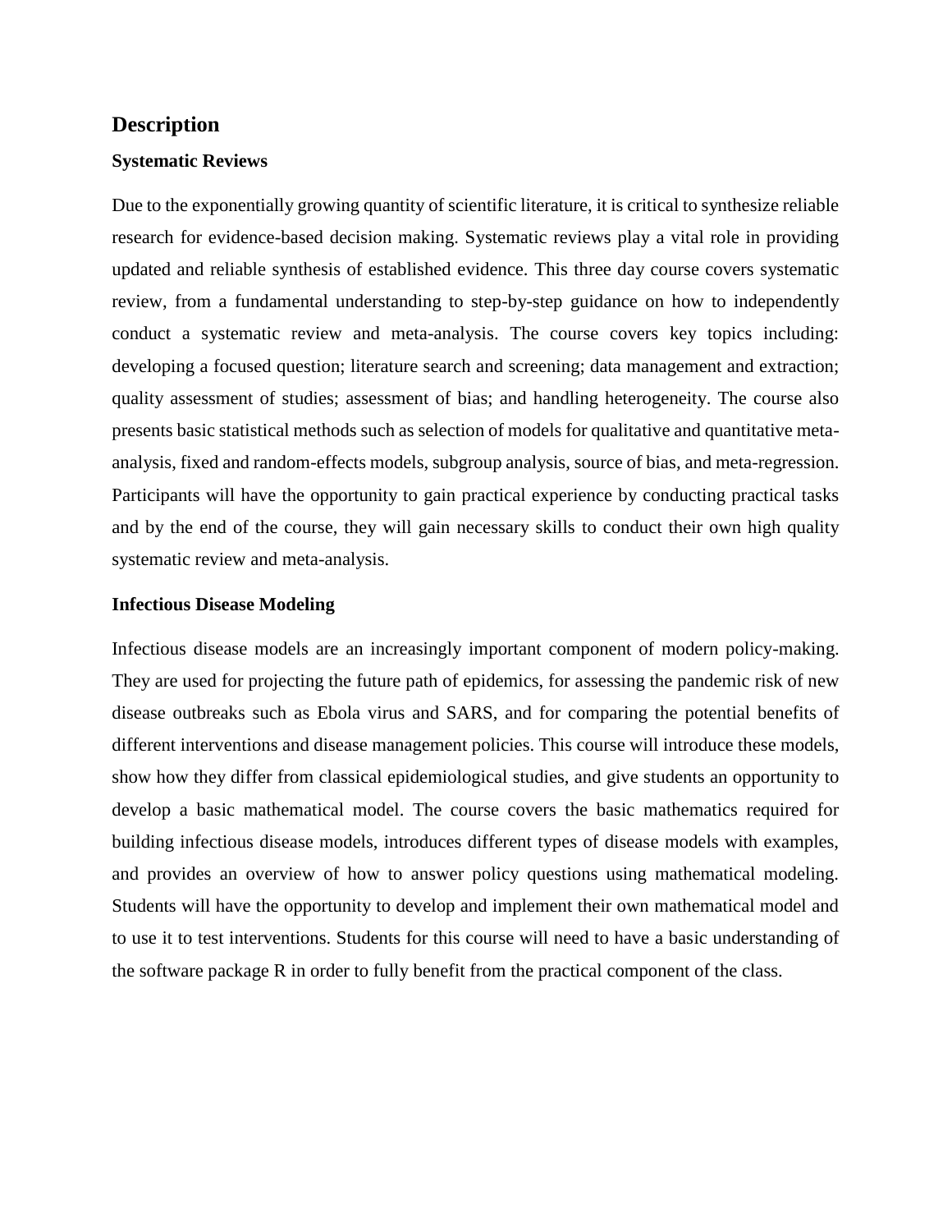## Description

### Systematic Reviews

Due to the exponentially growing quantity of scientific literature, it is critical to synthesize reliable research for evidence-based decision making. Systematic reviews play a vital role in providing updated and reliable synthesis of established evidence. This three day course covers systematic review, from a fundamental understanding to step-by-step guidance on how to independently conduct a systematic review and meta-analysis. The course covers key topics including: developing a focused question; literature search and screening; data management and extraction; quality assessment of studies; assessment of bias; and handling heterogeneity. The course also presents basic statistical methods such as selection of models for qualitative and quantitative meta-analysis, fixed and random-effects models, subgroup analysis, source of bias, and meta-regression. Participants will have the opportunity to gain practical experience by conducting practical tasks and by the end of the course, they will gain necessary skills to conduct their own high quality systematic review and meta-analysis.

### Infectious Disease Modeling

Infectious disease models are an increasingly important component of modern policy-making. They are used for projecting the future path of epidemics, for assessing the pandemic risk of new disease outbreaks such as Ebola virus and SARS, and for comparing the potential benefits of different interventions and disease management policies. This course will introduce these models, show how they differ from classical epidemiological studies, and give students an opportunity to develop a basic mathematical model. The course covers the basic mathematics required for building infectious disease models, introduces different types of disease models with examples, and provides an overview of how to answer policy questions using mathematical modeling. Students will have the opportunity to develop and implement their own mathematical model and to use it to test interventions. Students for this course will need to have a basic understanding of the software package R in order to fully benefit from the practical component of the class.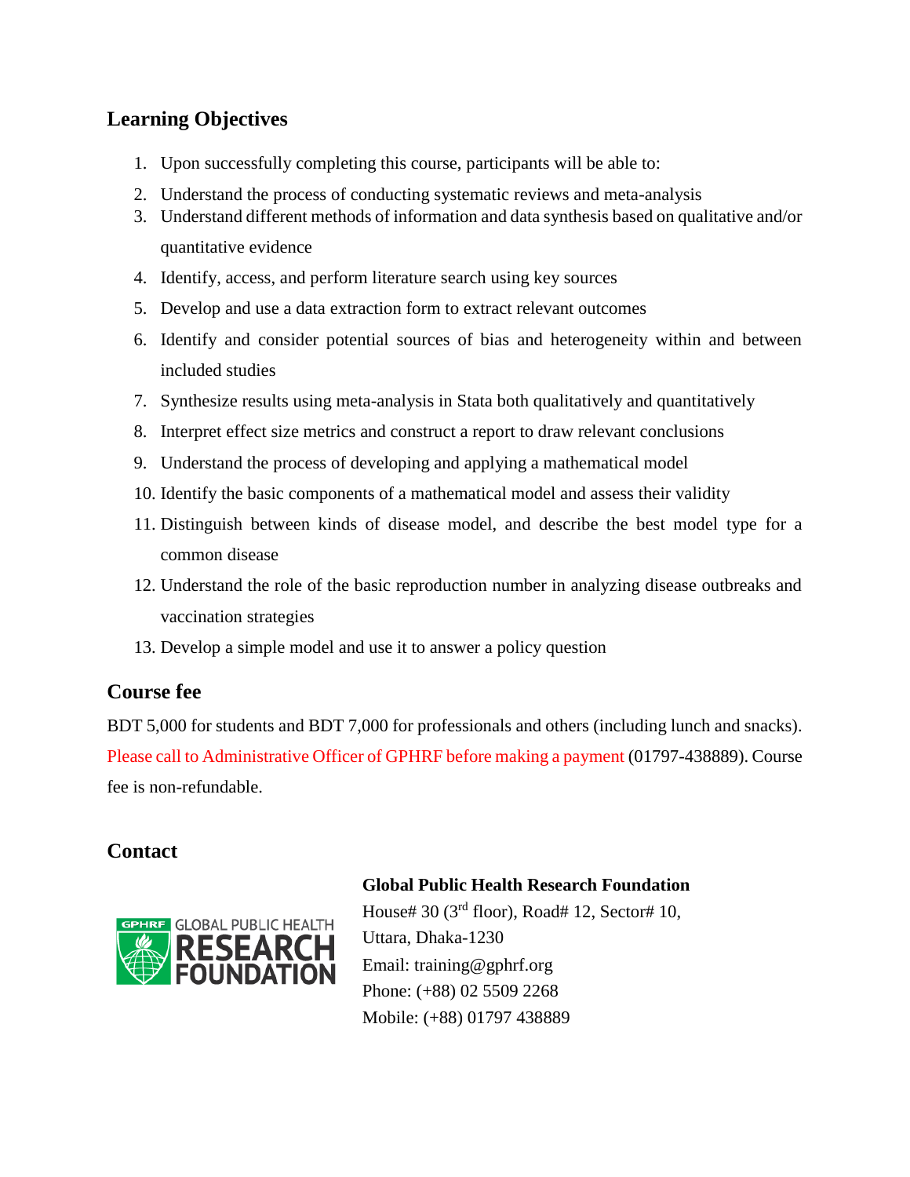## Learning Objectives

1. Upon successfully completing this course, participants will be able to:
2. Understand the process of conducting systematic reviews and meta-analysis
3. Understand different methods of information and data synthesis based on qualitative and/or quantitative evidence
4. Identify, access, and perform literature search using key sources
5. Develop and use a data extraction form to extract relevant outcomes
6. Identify and consider potential sources of bias and heterogeneity within and between included studies
7. Synthesize results using meta-analysis in Stata both qualitatively and quantitatively
8. Interpret effect size metrics and construct a report to draw relevant conclusions
9. Understand the process of developing and applying a mathematical model
10. Identify the basic components of a mathematical model and assess their validity
11. Distinguish between kinds of disease model, and describe the best model type for a common disease
12. Understand the role of the basic reproduction number in analyzing disease outbreaks and vaccination strategies
13. Develop a simple model and use it to answer a policy question

## Course fee

BDT 5,000 for students and BDT 7,000 for professionals and others (including lunch and snacks). Please call to Administrative Officer of GPHRF before making a payment (01797-438889). Course fee is non-refundable.

## Contact

GPHRF GLOBAL PUBLIC HEALTH RESEARCH FOUNDATION

**Global Public Health Research Foundation**
House# 30 (3rd floor), Road# 12, Sector# 10,
Uttara, Dhaka-1230
Email: training@gphrf.org
Phone: (+88) 02 5509 2268
Mobile: (+88) 01797 438889